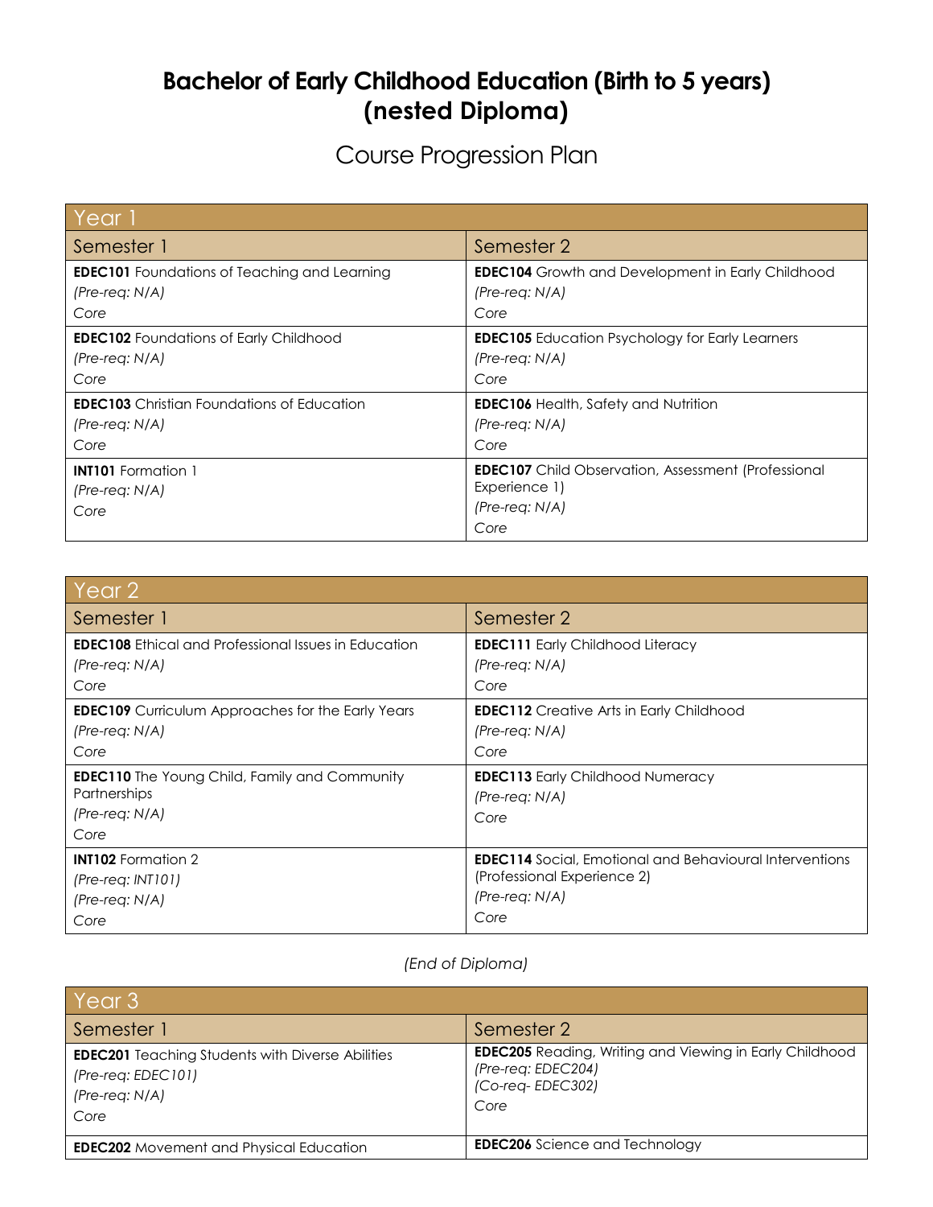# Bachelor of Early Childhood Education (Birth to 5 years) (nested Diploma)

## Course Progression Plan

| Year 1 | |
|---|---|
| Semester 1 | Semester 2 |
| **EDEC101** Foundations of Teaching and Learning<br>*(Pre-req: N/A)*<br>*Core* | **EDEC104** Growth and Development in Early Childhood<br>*(Pre-req: N/A)*<br>*Core* |
| **EDEC102** Foundations of Early Childhood<br>*(Pre-req: N/A)*<br>*Core* | **EDEC105** Education Psychology for Early Learners<br>*(Pre-req: N/A)*<br>*Core* |
| **EDEC103** Christian Foundations of Education<br>*(Pre-req: N/A)*<br>*Core* | **EDEC106** Health, Safety and Nutrition<br>*(Pre-req: N/A)*<br>*Core* |
| **INT101** Formation 1<br>*(Pre-req: N/A)*<br>*Core* | **EDEC107** Child Observation, Assessment (Professional Experience 1)<br>*(Pre-req: N/A)*<br>*Core* |

| Year 2 | |
|---|---|
| Semester 1 | Semester 2 |
| **EDEC108** Ethical and Professional Issues in Education<br>*(Pre-req: N/A)*<br>*Core* | **EDEC111** Early Childhood Literacy<br>*(Pre-req: N/A)*<br>*Core* |
| **EDEC109** Curriculum Approaches for the Early Years<br>*(Pre-req: N/A)*<br>*Core* | **EDEC112** Creative Arts in Early Childhood<br>*(Pre-req: N/A)*<br>*Core* |
| **EDEC110** The Young Child, Family and Community Partnerships<br>*(Pre-req: N/A)*<br>*Core* | **EDEC113** Early Childhood Numeracy<br>*(Pre-req: N/A)*<br>*Core* |
| **INT102** Formation 2<br>*(Pre-req: INT101)*<br>*(Pre-req: N/A)*<br>*Core* | **EDEC114** Social, Emotional and Behavioural Interventions (Professional Experience 2)<br>*(Pre-req: N/A)*<br>*Core* |

*(End of Diploma)*

| Year 3 | |
|---|---|
| Semester 1 | Semester 2 |
| **EDEC201** Teaching Students with Diverse Abilities<br>*(Pre-req: EDEC101)*<br>*(Pre-req: N/A)*<br>*Core* | **EDEC205** Reading, Writing and Viewing in Early Childhood<br>*(Pre-req: EDEC204)*<br>*(Co-req- EDEC302)*<br>*Core* |
| **EDEC202** Movement and Physical Education | **EDEC206** Science and Technology |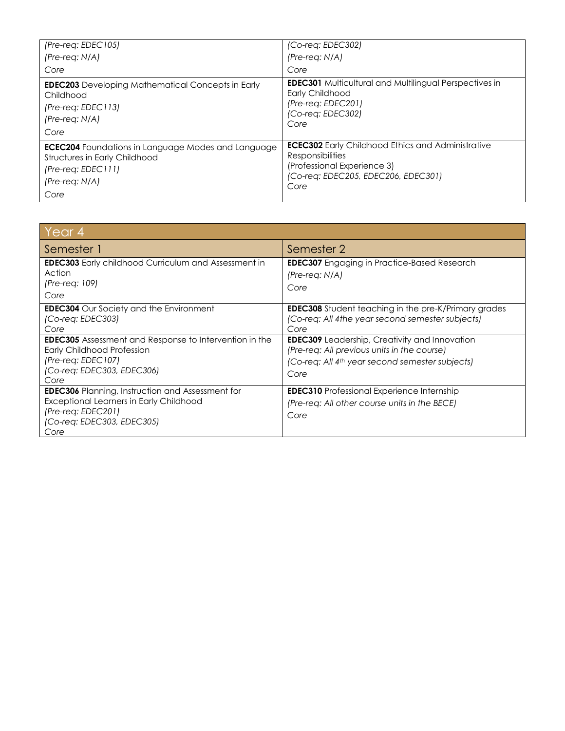| | |
|---|---|
| *(Pre-req: EDEC105)*<br>*(Pre-req: N/A)*<br>Core | *(Co-req: EDEC302)*<br>*(Pre-req: N/A)*<br>Core |
| **EDEC203** Developing Mathematical Concepts in Early Childhood<br>*(Pre-req: EDEC113)*<br>*(Pre-req: N/A)*<br>Core | **EDEC301** Multicultural and Multilingual Perspectives in Early Childhood<br>*(Pre-req: EDEC201)*<br>*(Co-req: EDEC302)*<br>Core |
| **ECEC204** Foundations in Language Modes and Language Structures in Early Childhood<br>*(Pre-req: EDEC111)*<br>*(Pre-req: N/A)*<br>Core | **ECEC302** Early Childhood Ethics and Administrative Responsibilities<br>(Professional Experience 3)<br>*(Co-req: EDEC205, EDEC206, EDEC301)*<br>Core |

| Year 4 | |
|---|---|
| Semester 1 | Semester 2 |
| **EDEC303** Early childhood Curriculum and Assessment in Action<br>*(Pre-req: 109)*<br>Core | **EDEC307** Engaging in Practice-Based Research<br>*(Pre-req: N/A)*<br>Core |
| **EDEC304** Our Society and the Environment<br>*(Co-req: EDEC303)*<br>Core | **EDEC308** Student teaching in the pre-K/Primary grades<br>*(Co-req: All 4the year second semester subjects)*<br>Core |
| **EDEC305** Assessment and Response to Intervention in the Early Childhood Profession<br>*(Pre-req: EDEC107)*<br>*(Co-req: EDEC303, EDEC306)*<br>Core | **EDEC309** Leadership, Creativity and Innovation<br>*(Pre-req: All previous units in the course)*<br>*(Co-req: All 4th year second semester subjects)*<br>Core |
| **EDEC306** Planning, Instruction and Assessment for Exceptional Learners in Early Childhood<br>*(Pre-req: EDEC201)*<br>*(Co-req: EDEC303, EDEC305)*<br>Core | **EDEC310** Professional Experience Internship<br>*(Pre-req: All other course units in the BECE)*<br>Core |